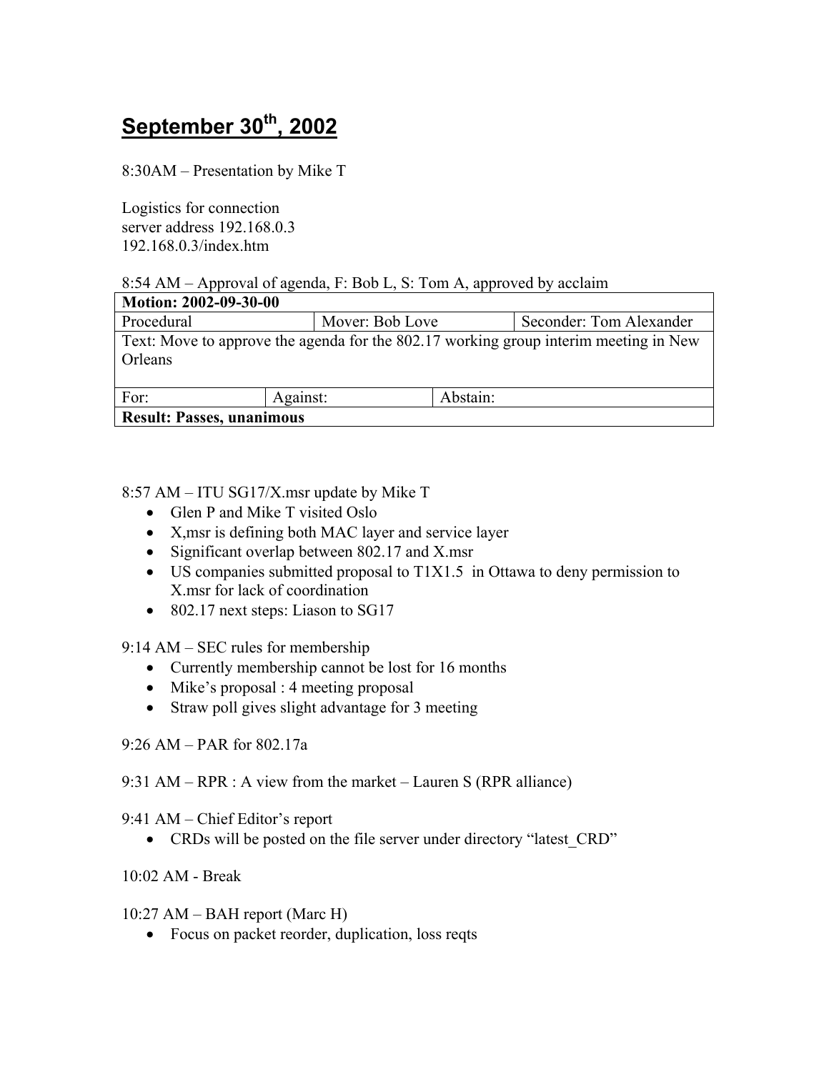# September 30th, 2002

8:30AM – Presentation by Mike T

Logistics for connection
server address 192.168.0.3
192.168.0.3/index.htm

8:54 AM – Approval of agenda, F: Bob L, S: Tom A, approved by acclaim

| **Motion: 2002-09-30-00** | | | |
|---|---|---|---|
| Procedural | | Mover: Bob Love | Seconder: Tom Alexander |
| Text: Move to approve the agenda for the 802.17 working group interim meeting in New Orleans | | | |
| For: | Against: | Abstain: | |
| **Result: Passes, unanimous** | | | |

8:57 AM – ITU SG17/X.msr update by Mike T

- Glen P and Mike T visited Oslo
- X,msr is defining both MAC layer and service layer
- Significant overlap between 802.17 and X.msr
- US companies submitted proposal to T1X1.5 in Ottawa to deny permission to X.msr for lack of coordination
- 802.17 next steps: Liason to SG17

9:14 AM – SEC rules for membership

- Currently membership cannot be lost for 16 months
- Mike's proposal : 4 meeting proposal
- Straw poll gives slight advantage for 3 meeting

9:26 AM – PAR for 802.17a

9:31 AM – RPR : A view from the market – Lauren S (RPR alliance)

9:41 AM – Chief Editor's report

- CRDs will be posted on the file server under directory "latest_CRD"

10:02 AM - Break

10:27 AM – BAH report (Marc H)

- Focus on packet reorder, duplication, loss reqts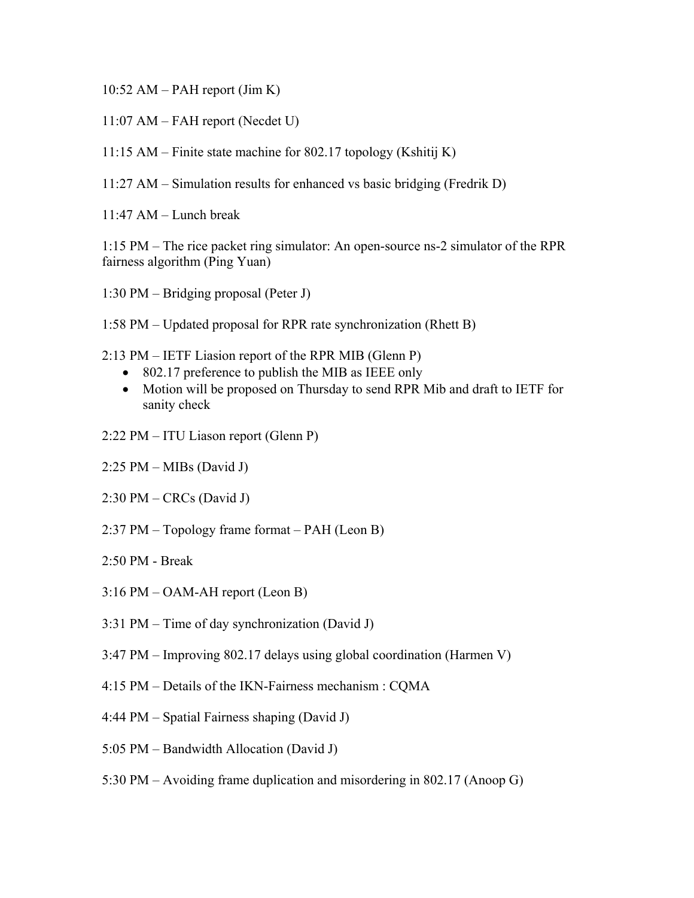10:52 AM – PAH report (Jim K)

11:07 AM – FAH report (Necdet U)

11:15 AM – Finite state machine for 802.17 topology (Kshitij K)

11:27 AM – Simulation results for enhanced vs basic bridging (Fredrik D)

11:47 AM – Lunch break

1:15 PM – The rice packet ring simulator: An open-source ns-2 simulator of the RPR fairness algorithm (Ping Yuan)

1:30 PM – Bridging proposal (Peter J)

1:58 PM – Updated proposal for RPR rate synchronization (Rhett B)

2:13 PM – IETF Liasion report of the RPR MIB (Glenn P)

- 802.17 preference to publish the MIB as IEEE only
- Motion will be proposed on Thursday to send RPR Mib and draft to IETF for sanity check

2:22 PM – ITU Liason report (Glenn P)

2:25 PM – MIBs (David J)

2:30 PM – CRCs (David J)

2:37 PM – Topology frame format – PAH (Leon B)

2:50 PM - Break

3:16 PM – OAM-AH report (Leon B)

3:31 PM – Time of day synchronization (David J)

3:47 PM – Improving 802.17 delays using global coordination (Harmen V)

4:15 PM – Details of the IKN-Fairness mechanism : CQMA

4:44 PM – Spatial Fairness shaping (David J)

5:05 PM – Bandwidth Allocation (David J)

5:30 PM – Avoiding frame duplication and misordering in 802.17 (Anoop G)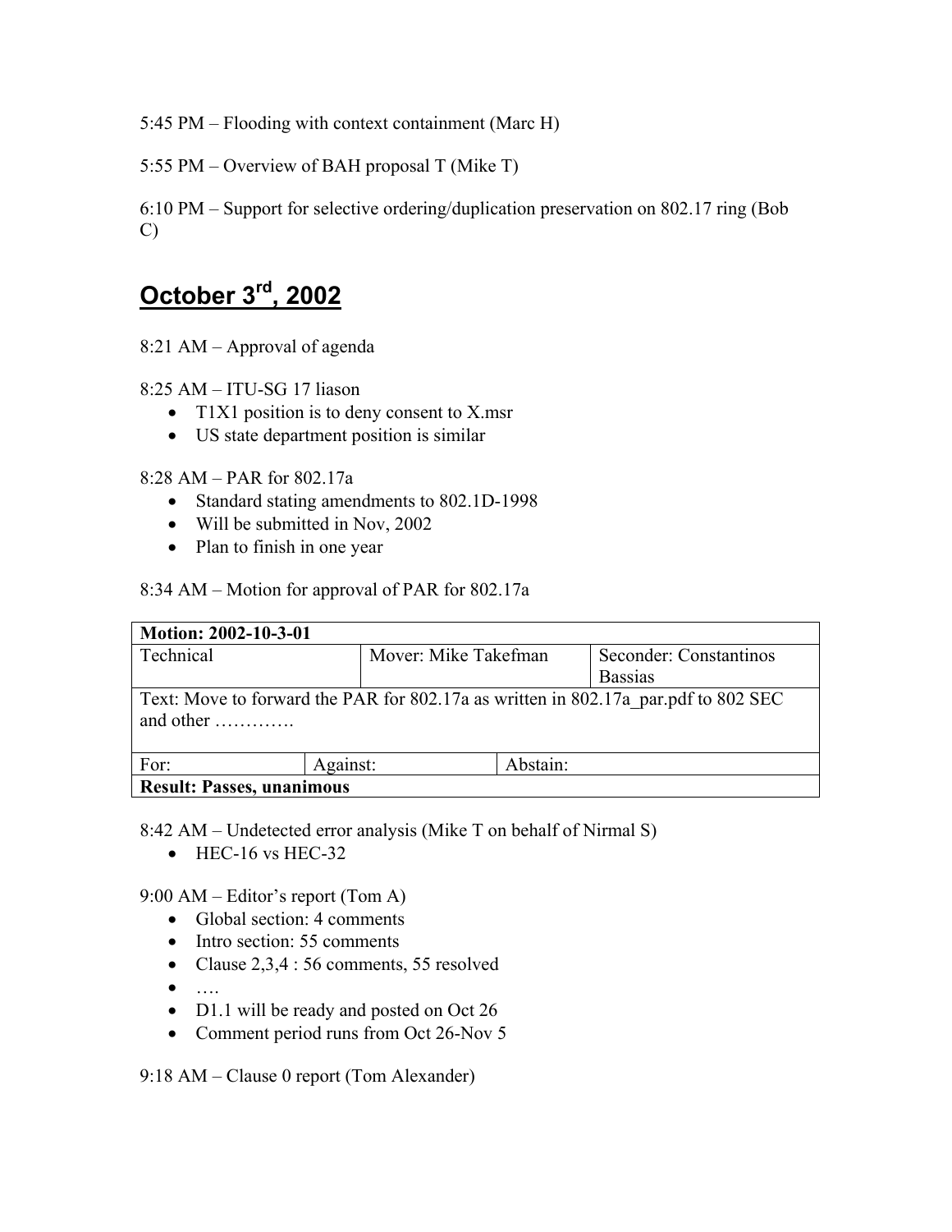5:45 PM – Flooding with context containment (Marc H)

5:55 PM – Overview of BAH proposal T (Mike T)

6:10 PM – Support for selective ordering/duplication preservation on 802.17 ring (Bob C)

## October 3rd, 2002

8:21 AM – Approval of agenda

8:25 AM – ITU-SG 17 liason

- T1X1 position is to deny consent to X.msr
- US state department position is similar

8:28 AM – PAR for 802.17a

- Standard stating amendments to 802.1D-1998
- Will be submitted in Nov, 2002
- Plan to finish in one year

8:34 AM – Motion for approval of PAR for 802.17a

| **Motion: 2002-10-3-01** | | | |
|---|---|---|---|
| Technical | Mover: Mike Takefman | | Seconder: Constantinos Bassias |
| Text: Move to forward the PAR for 802.17a as written in 802.17a_par.pdf to 802 SEC and other …………. | | | |
| For: | Against: | Abstain: | |
| **Result: Passes, unanimous** | | | |

8:42 AM – Undetected error analysis (Mike T on behalf of Nirmal S)

- HEC-16 vs HEC-32

9:00 AM – Editor's report (Tom A)

- Global section: 4 comments
- Intro section: 55 comments
- Clause 2,3,4 : 56 comments, 55 resolved
- ….
- D1.1 will be ready and posted on Oct 26
- Comment period runs from Oct 26-Nov 5

9:18 AM – Clause 0 report (Tom Alexander)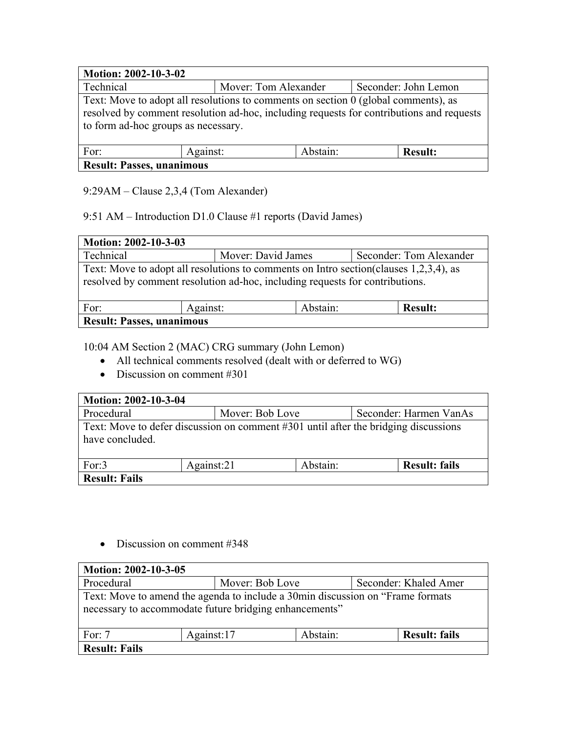| Motion: 2002-10-3-02 | | | |
|---|---|---|---|
| Technical | Mover: Tom Alexander | | Seconder: John Lemon |
| Text: Move to adopt all resolutions to comments on section 0 (global comments), as resolved by comment resolution ad-hoc, including requests for contributions and requests to form ad-hoc groups as necessary. | | | |
| For: | Against: | Abstain: | **Result:** |
| **Result: Passes, unanimous** | | | |

9:29AM – Clause 2,3,4 (Tom Alexander)

9:51 AM – Introduction D1.0 Clause #1 reports (David James)

| Motion: 2002-10-3-03 | | | |
|---|---|---|---|
| Technical | Mover: David James | | Seconder: Tom Alexander |
| Text: Move to adopt all resolutions to comments on Intro section(clauses 1,2,3,4), as resolved by comment resolution ad-hoc, including requests for contributions. | | | |
| For: | Against: | Abstain: | **Result:** |
| **Result: Passes, unanimous** | | | |

10:04 AM Section 2 (MAC) CRG summary (John Lemon)

- All technical comments resolved (dealt with or deferred to WG)
- Discussion on comment #301

| Motion: 2002-10-3-04 | | | |
|---|---|---|---|
| Procedural | Mover: Bob Love | | Seconder: Harmen VanAs |
| Text: Move to defer discussion on comment #301 until after the bridging discussions have concluded. | | | |
| For:3 | Against:21 | Abstain: | **Result: fails** |
| **Result: Fails** | | | |

- Discussion on comment #348

| Motion: 2002-10-3-05 | | | |
|---|---|---|---|
| Procedural | Mover: Bob Love | | Seconder: Khaled Amer |
| Text: Move to amend the agenda to include a 30min discussion on “Frame formats necessary to accommodate future bridging enhancements” | | | |
| For: 7 | Against:17 | Abstain: | **Result: fails** |
| **Result: Fails** | | | |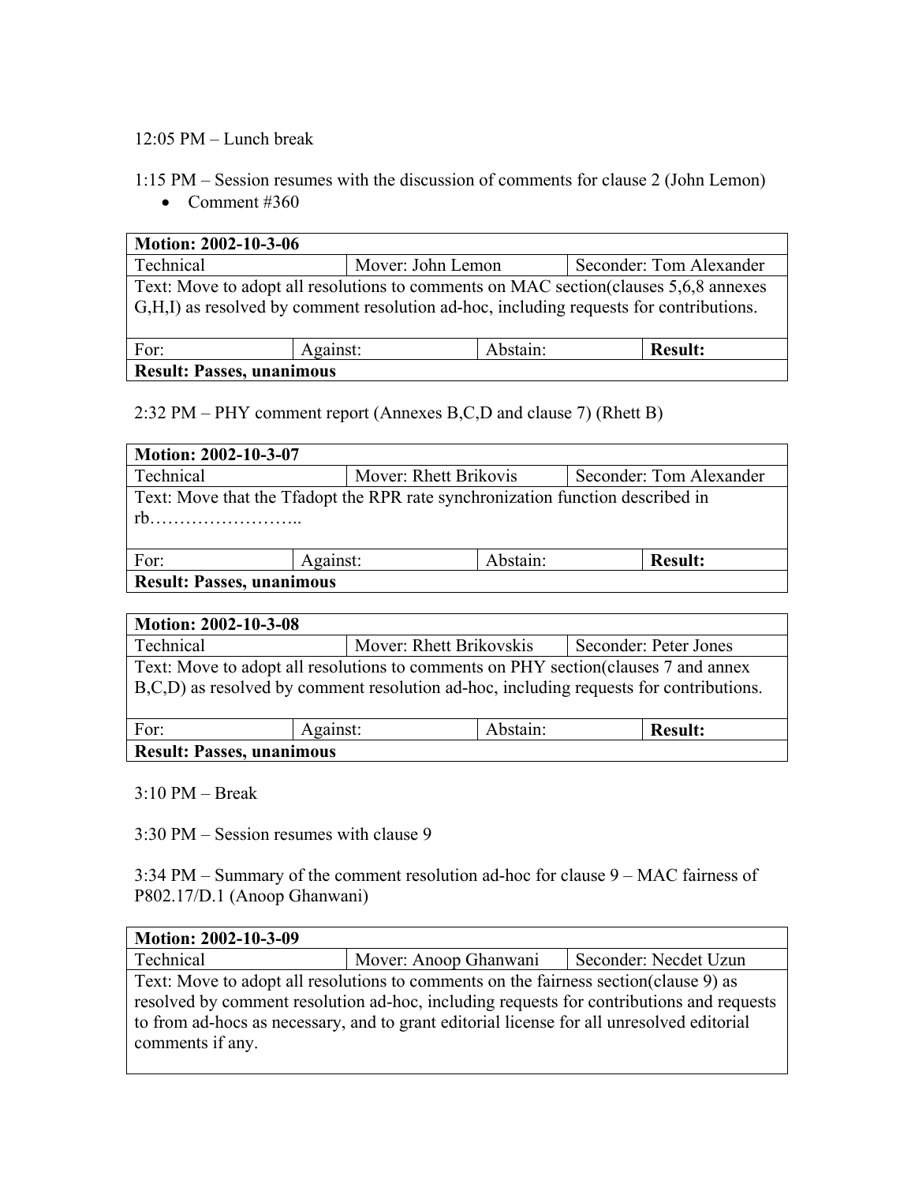12:05 PM – Lunch break

1:15 PM – Session resumes with the discussion of comments for clause 2 (John Lemon)

- Comment #360

| **Motion: 2002-10-3-06** | | | |
|---|---|---|---|
| Technical | Mover: John Lemon | | Seconder: Tom Alexander |
| Text: Move to adopt all resolutions to comments on MAC section(clauses 5,6,8 annexes G,H,I) as resolved by comment resolution ad-hoc, including requests for contributions. | | | |
| For: | Against: | Abstain: | **Result:** |
| **Result: Passes, unanimous** | | | |

2:32 PM – PHY comment report (Annexes B,C,D and clause 7) (Rhett B)

| **Motion: 2002-10-3-07** | | | |
|---|---|---|---|
| Technical | Mover: Rhett Brikovis | | Seconder: Tom Alexander |
| Text: Move that the Tfadopt the RPR rate synchronization function described in rb…………………….. | | | |
| For: | Against: | Abstain: | **Result:** |
| **Result: Passes, unanimous** | | | |

| **Motion: 2002-10-3-08** | | | |
|---|---|---|---|
| Technical | Mover: Rhett Brikovskis | | Seconder: Peter Jones |
| Text: Move to adopt all resolutions to comments on PHY section(clauses 7 and annex B,C,D) as resolved by comment resolution ad-hoc, including requests for contributions. | | | |
| For: | Against: | Abstain: | **Result:** |
| **Result: Passes, unanimous** | | | |

3:10 PM – Break

3:30 PM – Session resumes with clause 9

3:34 PM – Summary of the comment resolution ad-hoc for clause 9 – MAC fairness of P802.17/D.1 (Anoop Ghanwani)

| **Motion: 2002-10-3-09** | | |
|---|---|---|
| Technical | Mover: Anoop Ghanwani | Seconder: Necdet Uzun |
| Text: Move to adopt all resolutions to comments on the fairness section(clause 9) as resolved by comment resolution ad-hoc, including requests for contributions and requests to from ad-hocs as necessary, and to grant editorial license for all unresolved editorial comments if any. | | |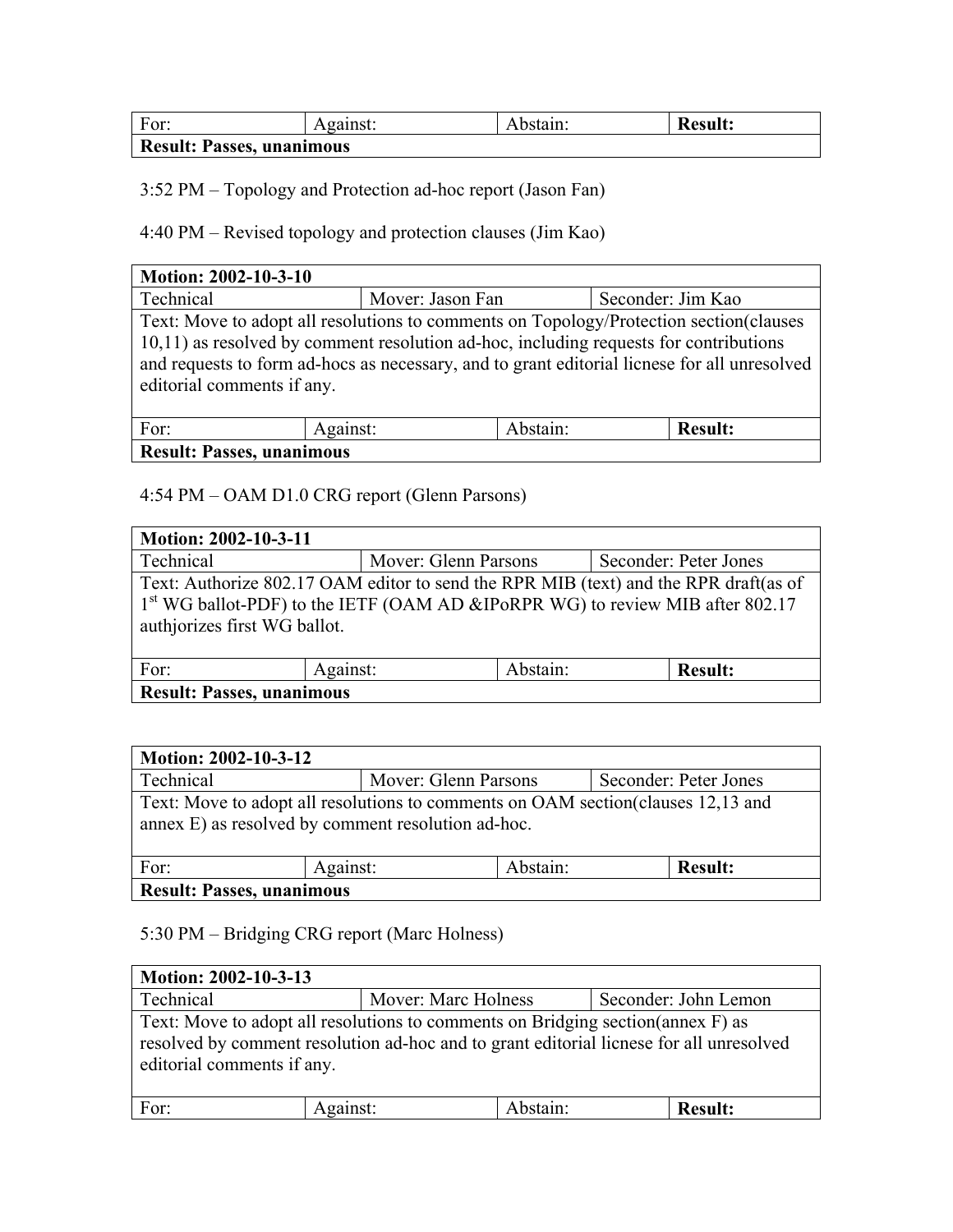| For: | Against: | Abstain: | **Result:** |
|---|---|---|---|
| **Result: Passes, unanimous** | | | |

3:52 PM – Topology and Protection ad-hoc report (Jason Fan)

4:40 PM – Revised topology and protection clauses (Jim Kao)

| **Motion: 2002-10-3-10** | | | |
|---|---|---|---|
| Technical | Mover: Jason Fan | | Seconder: Jim Kao |
| Text: Move to adopt all resolutions to comments on Topology/Protection section(clauses 10,11) as resolved by comment resolution ad-hoc, including requests for contributions and requests to form ad-hocs as necessary, and to grant editorial licnese for all unresolved editorial comments if any. | | | |
| For: | Against: | Abstain: | **Result:** |
| **Result: Passes, unanimous** | | | |

4:54 PM – OAM D1.0 CRG report (Glenn Parsons)

| **Motion: 2002-10-3-11** | | | |
|---|---|---|---|
| Technical | Mover: Glenn Parsons | | Seconder: Peter Jones |
| Text: Authorize 802.17 OAM editor to send the RPR MIB (text) and the RPR draft(as of 1st WG ballot-PDF) to the IETF (OAM AD &IPoRPR WG) to review MIB after 802.17 authjorizes first WG ballot. | | | |
| For: | Against: | Abstain: | **Result:** |
| **Result: Passes, unanimous** | | | |

| **Motion: 2002-10-3-12** | | | |
|---|---|---|---|
| Technical | Mover: Glenn Parsons | | Seconder: Peter Jones |
| Text: Move to adopt all resolutions to comments on OAM section(clauses 12,13 and annex E) as resolved by comment resolution ad-hoc. | | | |
| For: | Against: | Abstain: | **Result:** |
| **Result: Passes, unanimous** | | | |

5:30 PM – Bridging CRG report (Marc Holness)

| **Motion: 2002-10-3-13** | | | |
|---|---|---|---|
| Technical | Mover: Marc Holness | | Seconder: John Lemon |
| Text: Move to adopt all resolutions to comments on Bridging section(annex F) as resolved by comment resolution ad-hoc and to grant editorial licnese for all unresolved editorial comments if any. | | | |
| For: | Against: | Abstain: | **Result:** |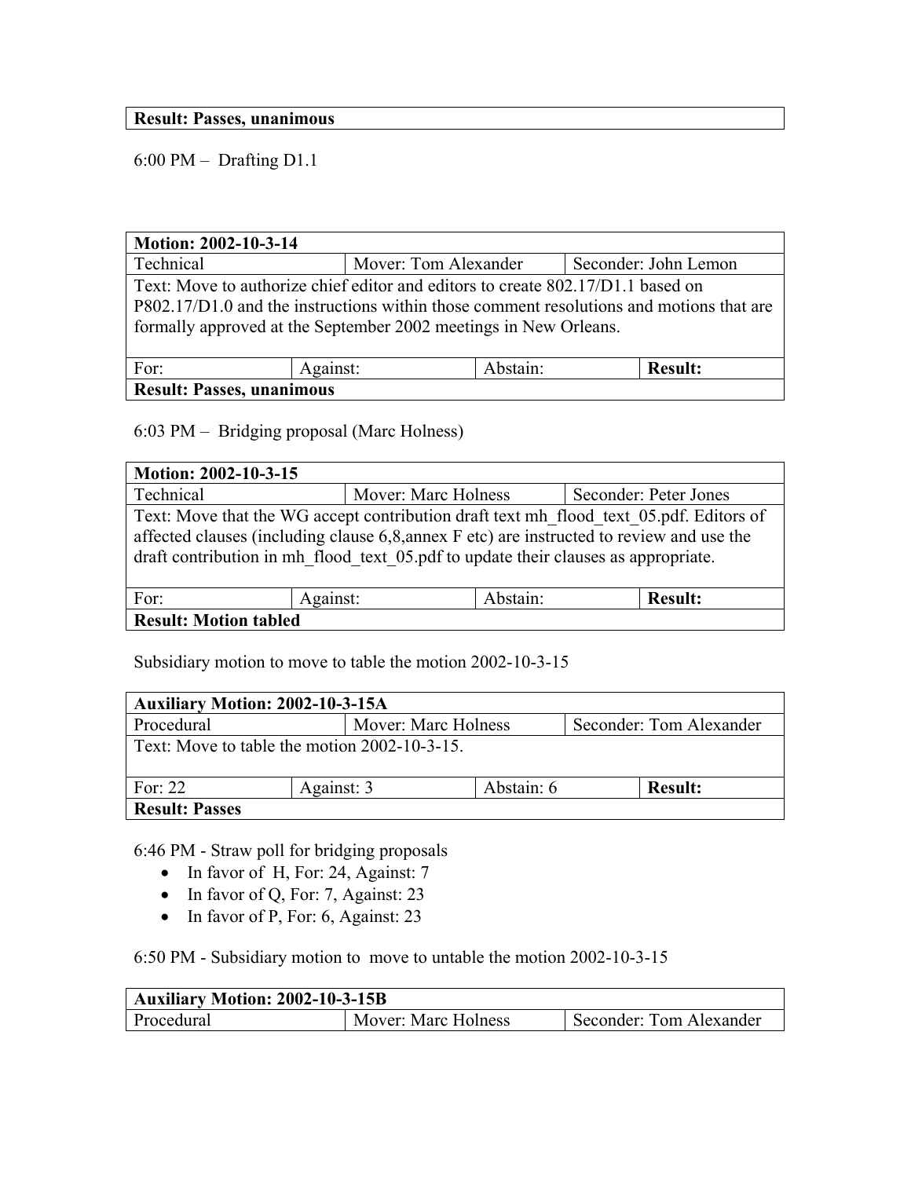| **Result: Passes, unanimous** |
|---|

6:00 PM – Drafting D1.1

| **Motion: 2002-10-3-14** | | | |
|---|---|---|---|
| Technical | Mover: Tom Alexander | | Seconder: John Lemon |
| Text: Move to authorize chief editor and editors to create 802.17/D1.1 based on P802.17/D1.0 and the instructions within those comment resolutions and motions that are formally approved at the September 2002 meetings in New Orleans. | | | |
| For: | Against: | Abstain: | **Result:** |
| **Result: Passes, unanimous** | | | |

6:03 PM – Bridging proposal (Marc Holness)

| **Motion: 2002-10-3-15** | | | |
|---|---|---|---|
| Technical | Mover: Marc Holness | | Seconder: Peter Jones |
| Text: Move that the WG accept contribution draft text mh_flood_text_05.pdf. Editors of affected clauses (including clause 6,8,annex F etc) are instructed to review and use the draft contribution in mh_flood_text_05.pdf to update their clauses as appropriate. | | | |
| For: | Against: | Abstain: | **Result:** |
| **Result: Motion tabled** | | | |

Subsidiary motion to move to table the motion 2002-10-3-15

| **Auxiliary Motion: 2002-10-3-15A** | | | |
|---|---|---|---|
| Procedural | Mover: Marc Holness | | Seconder: Tom Alexander |
| Text: Move to table the motion 2002-10-3-15. | | | |
| For: 22 | Against: 3 | Abstain: 6 | **Result:** |
| **Result: Passes** | | | |

6:46 PM - Straw poll for bridging proposals

- In favor of H, For: 24, Against: 7
- In favor of Q, For: 7, Against: 23
- In favor of P, For: 6, Against: 23

6:50 PM - Subsidiary motion to move to untable the motion 2002-10-3-15

| **Auxiliary Motion: 2002-10-3-15B** | | |
|---|---|---|
| Procedural | Mover: Marc Holness | Seconder: Tom Alexander |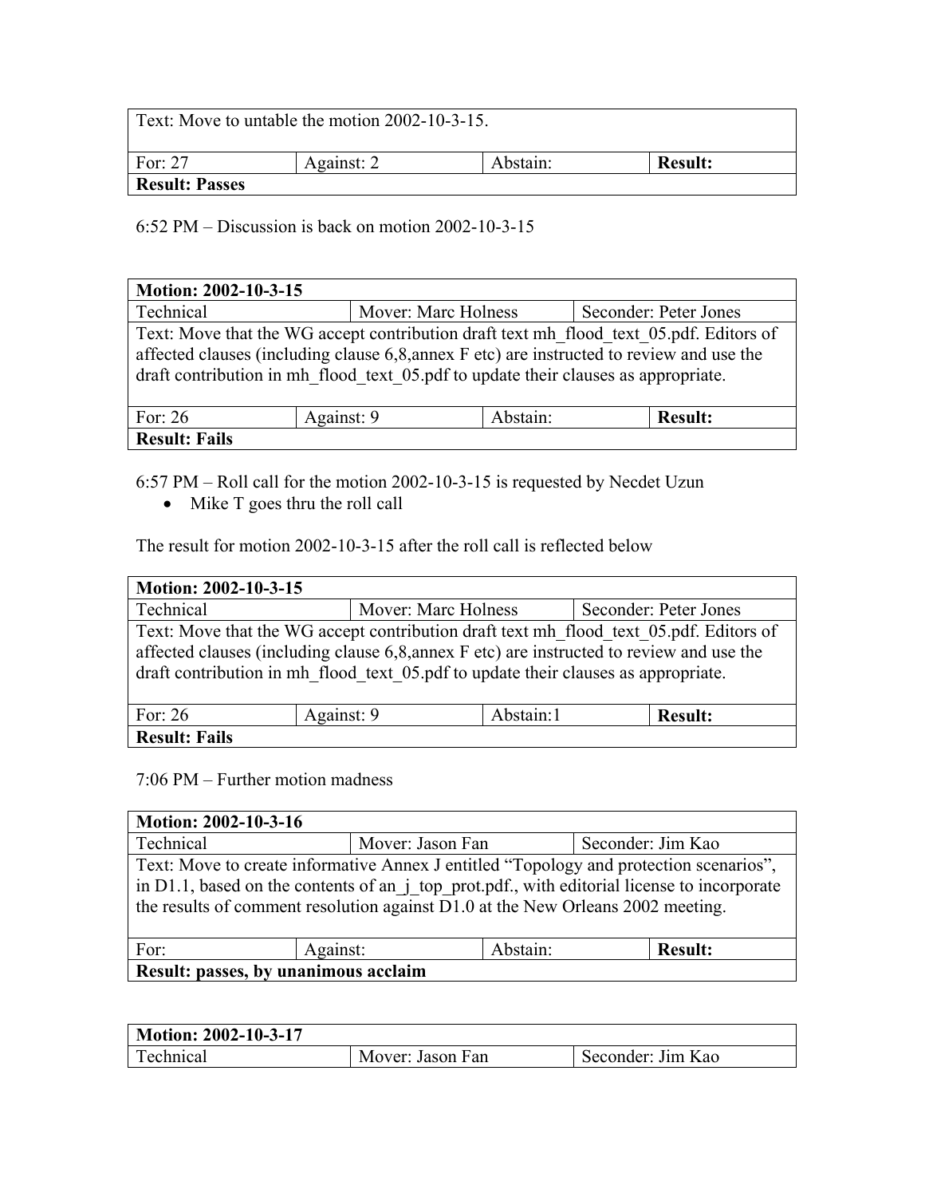| Text: Move to untable the motion 2002-10-3-15. | | | |
|---|---|---|---|
| For: 27 | Against: 2 | Abstain: | **Result:** |
| **Result: Passes** | | | |

6:52 PM – Discussion is back on motion 2002-10-3-15

| **Motion: 2002-10-3-15** | | |
|---|---|---|
| Technical | Mover: Marc Holness | Seconder: Peter Jones |
| Text: Move that the WG accept contribution draft text mh_flood_text_05.pdf. Editors of affected clauses (including clause 6,8,annex F etc) are instructed to review and use the draft contribution in mh_flood_text_05.pdf to update their clauses as appropriate. | | |

| For: 26 | Against: 9 | Abstain: | **Result:** |
|---|---|---|---|
| **Result: Fails** | | | |

6:57 PM – Roll call for the motion 2002-10-3-15 is requested by Necdet Uzun

- Mike T goes thru the roll call

The result for motion 2002-10-3-15 after the roll call is reflected below

| **Motion: 2002-10-3-15** | | |
|---|---|---|
| Technical | Mover: Marc Holness | Seconder: Peter Jones |
| Text: Move that the WG accept contribution draft text mh_flood_text_05.pdf. Editors of affected clauses (including clause 6,8,annex F etc) are instructed to review and use the draft contribution in mh_flood_text_05.pdf to update their clauses as appropriate. | | |

| For: 26 | Against: 9 | Abstain:1 | **Result:** |
|---|---|---|---|
| **Result: Fails** | | | |

7:06 PM – Further motion madness

| **Motion: 2002-10-3-16** | | |
|---|---|---|
| Technical | Mover: Jason Fan | Seconder: Jim Kao |
| Text: Move to create informative Annex J entitled “Topology and protection scenarios”, in D1.1, based on the contents of an_j_top_prot.pdf., with editorial license to incorporate the results of comment resolution against D1.0 at the New Orleans 2002 meeting. | | |

| For: | Against: | Abstain: | **Result:** |
|---|---|---|---|
| **Result: passes, by unanimous acclaim** | | | |

| **Motion: 2002-10-3-17** | | |
|---|---|---|
| Technical | Mover: Jason Fan | Seconder: Jim Kao |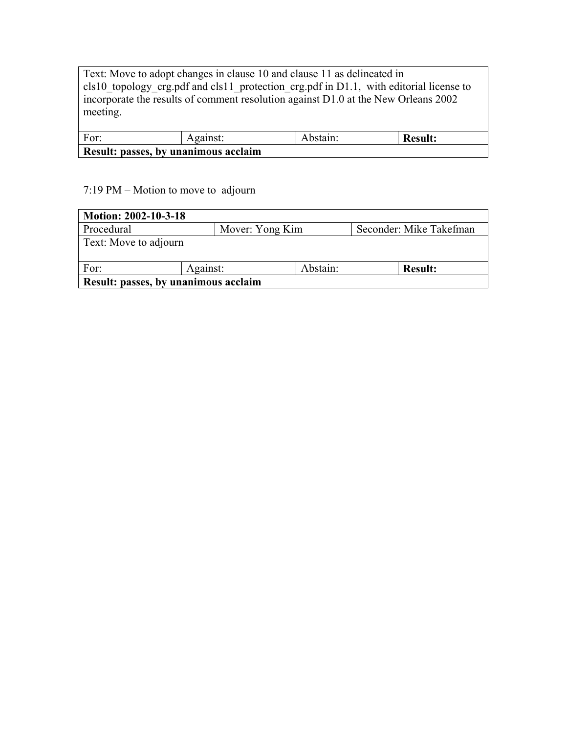| Text: Move to adopt changes in clause 10 and clause 11 as delineated in cls10_topology_crg.pdf and cls11_protection_crg.pdf in D1.1, with editorial license to incorporate the results of comment resolution against D1.0 at the New Orleans 2002 meeting. | | | |
|---|---|---|---|
| For: | Against: | Abstain: | **Result:** |
| **Result: passes, by unanimous acclaim** | | | |

7:19 PM – Motion to move to adjourn

| **Motion: 2002-10-3-18** | | | |
|---|---|---|---|
| Procedural | Mover: Yong Kim | Seconder: Mike Takefman | |
| Text: Move to adjourn | | | |
| For: | Against: | Abstain: | **Result:** |
| **Result: passes, by unanimous acclaim** | | | |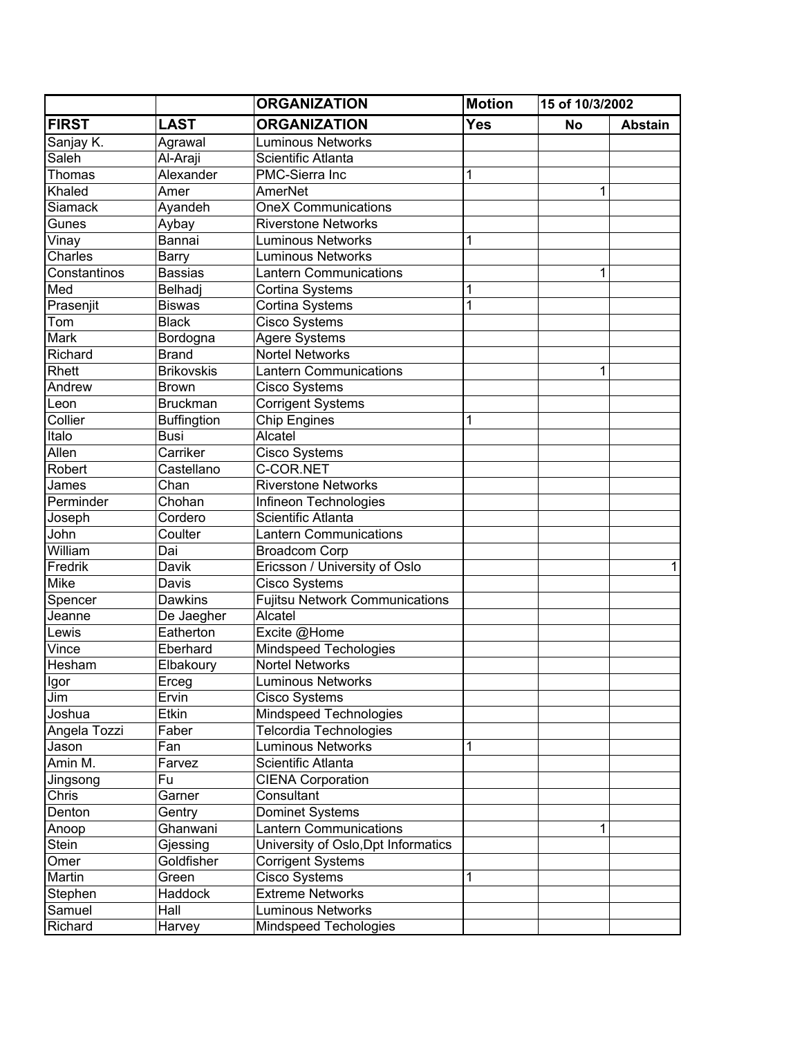| | | ORGANIZATION | Motion | 15 of 10/3/2002 | |
|---|---|---|---|---|---|
| **FIRST** | **LAST** | **ORGANIZATION** | **Yes** | **No** | **Abstain** |
| Sanjay K. | Agrawal | Luminous Networks | | | |
| Saleh | Al-Araji | Scientific Atlanta | | | |
| Thomas | Alexander | PMC-Sierra Inc | 1 | | |
| Khaled | Amer | AmerNet | | 1 | |
| Siamack | Ayandeh | OneX Communications | | | |
| Gunes | Aybay | Riverstone Networks | | | |
| Vinay | Bannai | Luminous Networks | 1 | | |
| Charles | Barry | Luminous Networks | | | |
| Constantinos | Bassias | Lantern Communications | | 1 | |
| Med | Belhadj | Cortina Systems | 1 | | |
| Prasenjit | Biswas | Cortina Systems | 1 | | |
| Tom | Black | Cisco Systems | | | |
| Mark | Bordogna | Agere Systems | | | |
| Richard | Brand | Nortel Networks | | | |
| Rhett | Brikovskis | Lantern Communications | | 1 | |
| Andrew | Brown | Cisco Systems | | | |
| Leon | Bruckman | Corrigent Systems | | | |
| Collier | Buffingtion | Chip Engines | 1 | | |
| Italo | Busi | Alcatel | | | |
| Allen | Carriker | Cisco Systems | | | |
| Robert | Castellano | C-COR.NET | | | |
| James | Chan | Riverstone Networks | | | |
| Perminder | Chohan | Infineon Technologies | | | |
| Joseph | Cordero | Scientific Atlanta | | | |
| John | Coulter | Lantern Communications | | | |
| William | Dai | Broadcom Corp | | | |
| Fredrik | Davik | Ericsson / University of Oslo | | | 1 |
| Mike | Davis | Cisco Systems | | | |
| Spencer | Dawkins | Fujitsu Network Communications | | | |
| Jeanne | De Jaegher | Alcatel | | | |
| Lewis | Eatherton | Excite @Home | | | |
| Vince | Eberhard | Mindspeed Techologies | | | |
| Hesham | Elbakoury | Nortel Networks | | | |
| Igor | Erceg | Luminous Networks | | | |
| Jim | Ervin | Cisco Systems | | | |
| Joshua | Etkin | Mindspeed Technologies | | | |
| Angela Tozzi | Faber | Telcordia Technologies | | | |
| Jason | Fan | Luminous Networks | 1 | | |
| Amin M. | Farvez | Scientific Atlanta | | | |
| Jingsong | Fu | CIENA Corporation | | | |
| Chris | Garner | Consultant | | | |
| Denton | Gentry | Dominet Systems | | | |
| Anoop | Ghanwani | Lantern Communications | | 1 | |
| Stein | Gjessing | University of Oslo,Dpt Informatics | | | |
| Omer | Goldfisher | Corrigent Systems | | | |
| Martin | Green | Cisco Systems | 1 | | |
| Stephen | Haddock | Extreme Networks | | | |
| Samuel | Hall | Luminous Networks | | | |
| Richard | Harvey | Mindspeed Techologies | | | |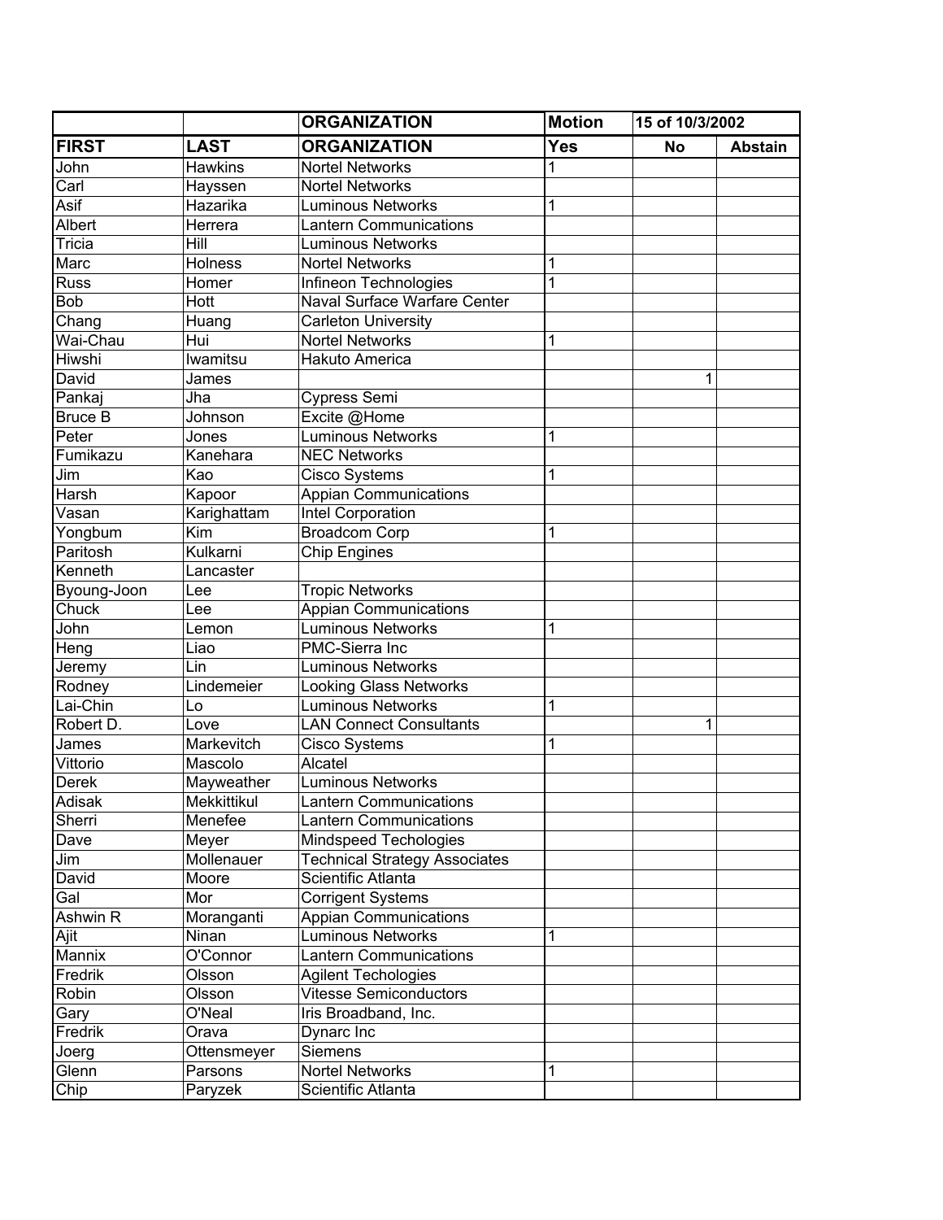| | | ORGANIZATION | Motion | 15 of 10/3/2002 | |
|---|---|---|---|---|---|
| **FIRST** | **LAST** | **ORGANIZATION** | **Yes** | **No** | **Abstain** |
| John | Hawkins | Nortel Networks | 1 | | |
| Carl | Hayssen | Nortel Networks | | | |
| Asif | Hazarika | Luminous Networks | 1 | | |
| Albert | Herrera | Lantern Communications | | | |
| Tricia | Hill | Luminous Networks | | | |
| Marc | Holness | Nortel Networks | 1 | | |
| Russ | Homer | Infineon Technologies | 1 | | |
| Bob | Hott | Naval Surface Warfare Center | | | |
| Chang | Huang | Carleton University | | | |
| Wai-Chau | Hui | Nortel Networks | 1 | | |
| Hiwshi | Iwamitsu | Hakuto America | | | |
| David | James | | | 1 | |
| Pankaj | Jha | Cypress Semi | | | |
| Bruce B | Johnson | Excite @Home | | | |
| Peter | Jones | Luminous Networks | 1 | | |
| Fumikazu | Kanehara | NEC Networks | | | |
| Jim | Kao | Cisco Systems | 1 | | |
| Harsh | Kapoor | Appian Communications | | | |
| Vasan | Karighattam | Intel Corporation | | | |
| Yongbum | Kim | Broadcom Corp | 1 | | |
| Paritosh | Kulkarni | Chip Engines | | | |
| Kenneth | Lancaster | | | | |
| Byoung-Joon | Lee | Tropic Networks | | | |
| Chuck | Lee | Appian Communications | | | |
| John | Lemon | Luminous Networks | 1 | | |
| Heng | Liao | PMC-Sierra Inc | | | |
| Jeremy | Lin | Luminous Networks | | | |
| Rodney | Lindemeier | Looking Glass Networks | | | |
| Lai-Chin | Lo | Luminous Networks | 1 | | |
| Robert D. | Love | LAN Connect Consultants | | 1 | |
| James | Markevitch | Cisco Systems | 1 | | |
| Vittorio | Mascolo | Alcatel | | | |
| Derek | Mayweather | Luminous Networks | | | |
| Adisak | Mekkittikul | Lantern Communications | | | |
| Sherri | Menefee | Lantern Communications | | | |
| Dave | Meyer | Mindspeed Techologies | | | |
| Jim | Mollenauer | Technical Strategy Associates | | | |
| David | Moore | Scientific Atlanta | | | |
| Gal | Mor | Corrigent Systems | | | |
| Ashwin R | Moranganti | Appian Communications | | | |
| Ajit | Ninan | Luminous Networks | 1 | | |
| Mannix | O'Connor | Lantern Communications | | | |
| Fredrik | Olsson | Agilent Techologies | | | |
| Robin | Olsson | Vitesse Semiconductors | | | |
| Gary | O'Neal | Iris Broadband, Inc. | | | |
| Fredrik | Orava | Dynarc Inc | | | |
| Joerg | Ottensmeyer | Siemens | | | |
| Glenn | Parsons | Nortel Networks | 1 | | |
| Chip | Paryzek | Scientific Atlanta | | | |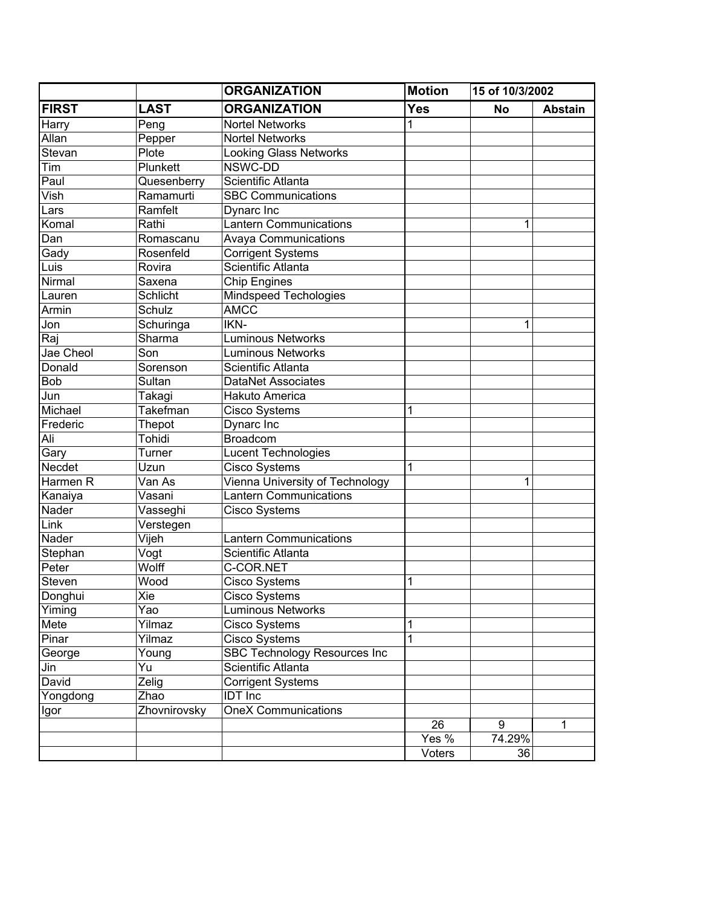| | | ORGANIZATION | Motion | 15 of 10/3/2002 | |
|---|---|---|---|---|---|
| **FIRST** | **LAST** | **ORGANIZATION** | **Yes** | **No** | **Abstain** |
| Harry | Peng | Nortel Networks | 1 | | |
| Allan | Pepper | Nortel Networks | | | |
| Stevan | Plote | Looking Glass Networks | | | |
| Tim | Plunkett | NSWC-DD | | | |
| Paul | Quesenberry | Scientific Atlanta | | | |
| Vish | Ramamurti | SBC Communications | | | |
| Lars | Ramfelt | Dynarc Inc | | | |
| Komal | Rathi | Lantern Communications | | 1 | |
| Dan | Romascanu | Avaya Communications | | | |
| Gady | Rosenfeld | Corrigent Systems | | | |
| Luis | Rovira | Scientific Atlanta | | | |
| Nirmal | Saxena | Chip Engines | | | |
| Lauren | Schlicht | Mindspeed Techologies | | | |
| Armin | Schulz | AMCC | | | |
| Jon | Schuringa | IKN- | | 1 | |
| Raj | Sharma | Luminous Networks | | | |
| Jae Cheol | Son | Luminous Networks | | | |
| Donald | Sorenson | Scientific Atlanta | | | |
| Bob | Sultan | DataNet Associates | | | |
| Jun | Takagi | Hakuto America | | | |
| Michael | Takefman | Cisco Systems | 1 | | |
| Frederic | Thepot | Dynarc Inc | | | |
| Ali | Tohidi | Broadcom | | | |
| Gary | Turner | Lucent Technologies | | | |
| Necdet | Uzun | Cisco Systems | 1 | | |
| Harmen R | Van As | Vienna University of Technology | | 1 | |
| Kanaiya | Vasani | Lantern Communications | | | |
| Nader | Vasseghi | Cisco Systems | | | |
| Link | Verstegen | | | | |
| Nader | Vijeh | Lantern Communications | | | |
| Stephan | Vogt | Scientific Atlanta | | | |
| Peter | Wolff | C-COR.NET | | | |
| Steven | Wood | Cisco Systems | 1 | | |
| Donghui | Xie | Cisco Systems | | | |
| Yiming | Yao | Luminous Networks | | | |
| Mete | Yilmaz | Cisco Systems | 1 | | |
| Pinar | Yilmaz | Cisco Systems | 1 | | |
| George | Young | SBC Technology Resources Inc | | | |
| Jin | Yu | Scientific Atlanta | | | |
| David | Zelig | Corrigent Systems | | | |
| Yongdong | Zhao | IDT Inc | | | |
| Igor | Zhovnirovsky | OneX Communications | | | |
| | | | 26 | 9 | 1 |
| | | | Yes % | 74.29% | |
| | | | Voters | 36 | |